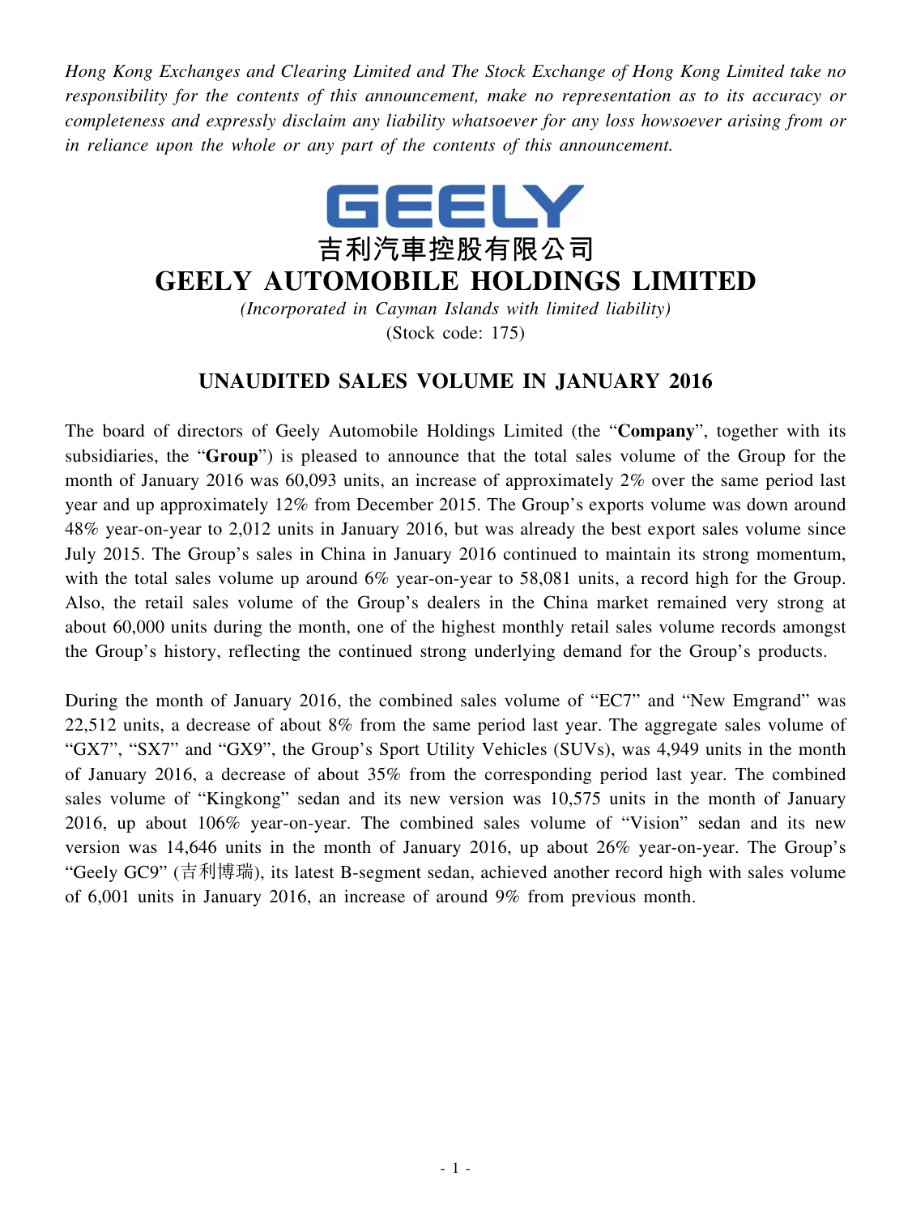*Hong Kong Exchanges and Clearing Limited and The Stock Exchange of Hong Kong Limited take no responsibility for the contents of this announcement, make no representation as to its accuracy or completeness and expressly disclaim any liability whatsoever for any loss howsoever arising from or in reliance upon the whole or any part of the contents of this announcement.*

GEELY

吉利汽車控股有限公司

# GEELY AUTOMOBILE HOLDINGS LIMITED

*(Incorporated in Cayman Islands with limited liability)*

(Stock code: 175)

## UNAUDITED SALES VOLUME IN JANUARY 2016

The board of directors of Geely Automobile Holdings Limited (the "**Company**", together with its subsidiaries, the "**Group**") is pleased to announce that the total sales volume of the Group for the month of January 2016 was 60,093 units, an increase of approximately 2% over the same period last year and up approximately 12% from December 2015. The Group's exports volume was down around 48% year-on-year to 2,012 units in January 2016, but was already the best export sales volume since July 2015. The Group's sales in China in January 2016 continued to maintain its strong momentum, with the total sales volume up around 6% year-on-year to 58,081 units, a record high for the Group. Also, the retail sales volume of the Group's dealers in the China market remained very strong at about 60,000 units during the month, one of the highest monthly retail sales volume records amongst the Group's history, reflecting the continued strong underlying demand for the Group's products.

During the month of January 2016, the combined sales volume of "EC7" and "New Emgrand" was 22,512 units, a decrease of about 8% from the same period last year. The aggregate sales volume of "GX7", "SX7" and "GX9", the Group's Sport Utility Vehicles (SUVs), was 4,949 units in the month of January 2016, a decrease of about 35% from the corresponding period last year. The combined sales volume of "Kingkong" sedan and its new version was 10,575 units in the month of January 2016, up about 106% year-on-year. The combined sales volume of "Vision" sedan and its new version was 14,646 units in the month of January 2016, up about 26% year-on-year. The Group's "Geely GC9" (吉利博瑞), its latest B-segment sedan, achieved another record high with sales volume of 6,001 units in January 2016, an increase of around 9% from previous month.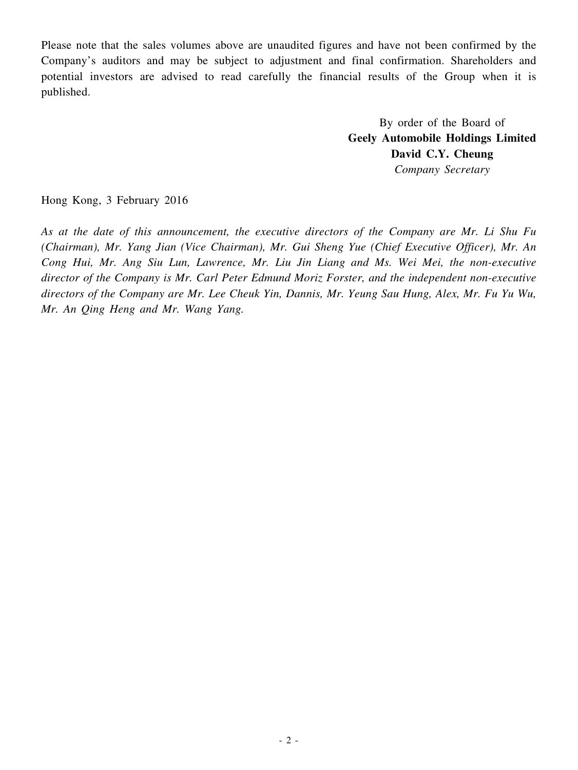Please note that the sales volumes above are unaudited figures and have not been confirmed by the Company's auditors and may be subject to adjustment and final confirmation. Shareholders and potential investors are advised to read carefully the financial results of the Group when it is published.

By order of the Board of  
**Geely Automobile Holdings Limited**  
**David C.Y. Cheung**  
*Company Secretary*

Hong Kong, 3 February 2016

*As at the date of this announcement, the executive directors of the Company are Mr. Li Shu Fu (Chairman), Mr. Yang Jian (Vice Chairman), Mr. Gui Sheng Yue (Chief Executive Officer), Mr. An Cong Hui, Mr. Ang Siu Lun, Lawrence, Mr. Liu Jin Liang and Ms. Wei Mei, the non-executive director of the Company is Mr. Carl Peter Edmund Moriz Forster, and the independent non-executive directors of the Company are Mr. Lee Cheuk Yin, Dannis, Mr. Yeung Sau Hung, Alex, Mr. Fu Yu Wu, Mr. An Qing Heng and Mr. Wang Yang.*